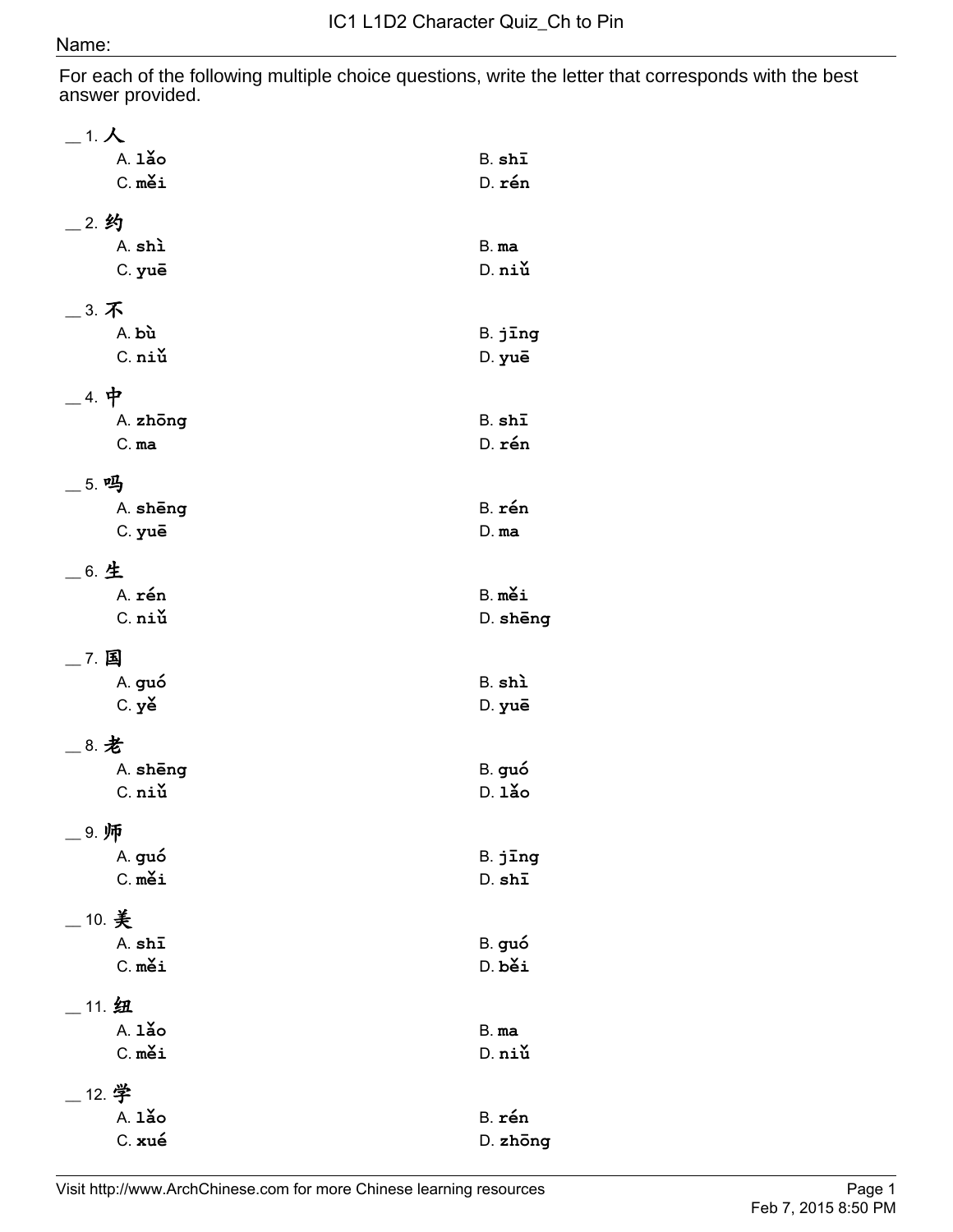# IC1 L1D2 Character Quiz_Ch to Pin

Name:

For each of the following multiple choice questions, write the letter that corresponds with the best answer provided.

__ 1. 人
- A. lǎo
- B. shī
- C. měi
- D. rén

__ 2. 约
- A. shì
- B. ma
- C. yuē
- D. niǔ

__ 3. 不
- A. bù
- B. jīng
- C. niǔ
- D. yuē

__ 4. 中
- A. zhōng
- B. shī
- C. ma
- D. rén

__ 5. 吗
- A. shēng
- B. rén
- C. yuē
- D. ma

__ 6. 生
- A. rén
- B. měi
- C. niǔ
- D. shēng

__ 7. 国
- A. guó
- B. shì
- C. yě
- D. yuē

__ 8. 老
- A. shēng
- B. guó
- C. niǔ
- D. lǎo

__ 9. 师
- A. guó
- B. jīng
- C. měi
- D. shī

__ 10. 美
- A. shī
- B. guó
- C. měi
- D. běi

__ 11. 纽
- A. lǎo
- B. ma
- C. měi
- D. niǔ

__ 12. 学
- A. lǎo
- B. rén
- C. xué
- D. zhōng

Visit http://www.ArchChinese.com for more Chinese learning resources

Feb 7, 2015 8:50 PM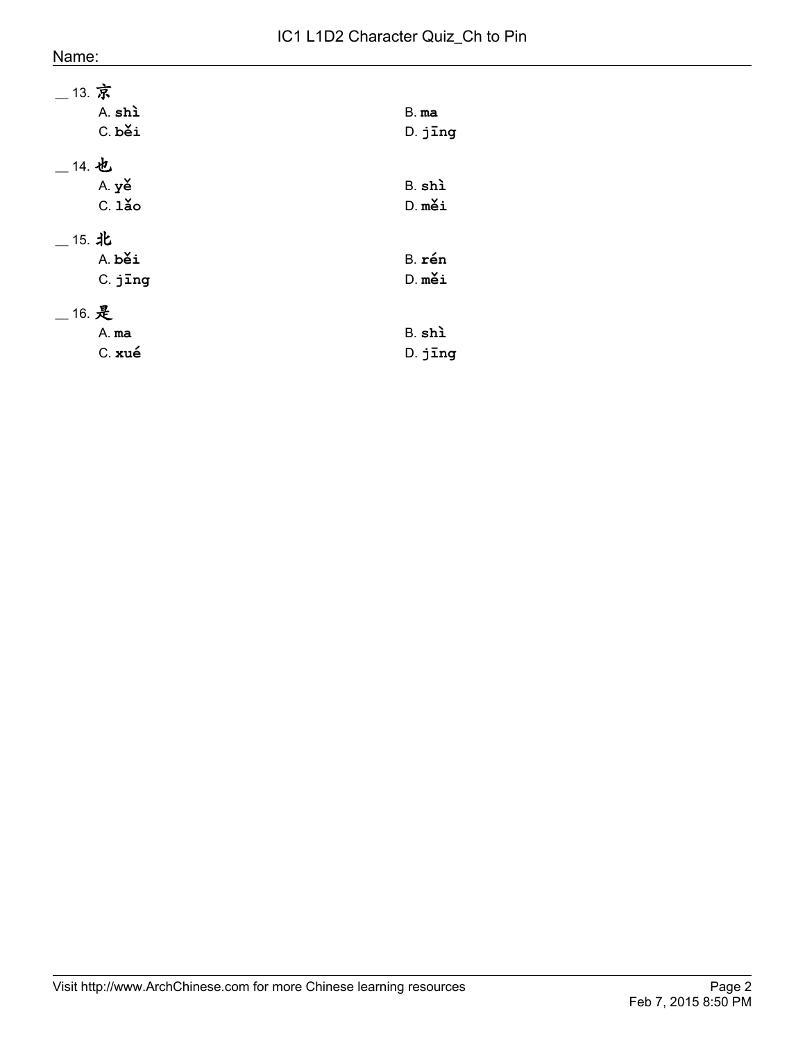__ 13. 京

A. **shì**　　B. **ma**

C. **běi**　　D. **jīng**

__ 14. 也

A. **yě**　　B. **shì**

C. **lǎo**　　D. **měi**

__ 15. 北

A. **běi**　　B. **rén**

C. **jīng**　　D. **měi**

__ 16. 是

A. **ma**　　B. **shì**

C. **xué**　　D. **jīng**